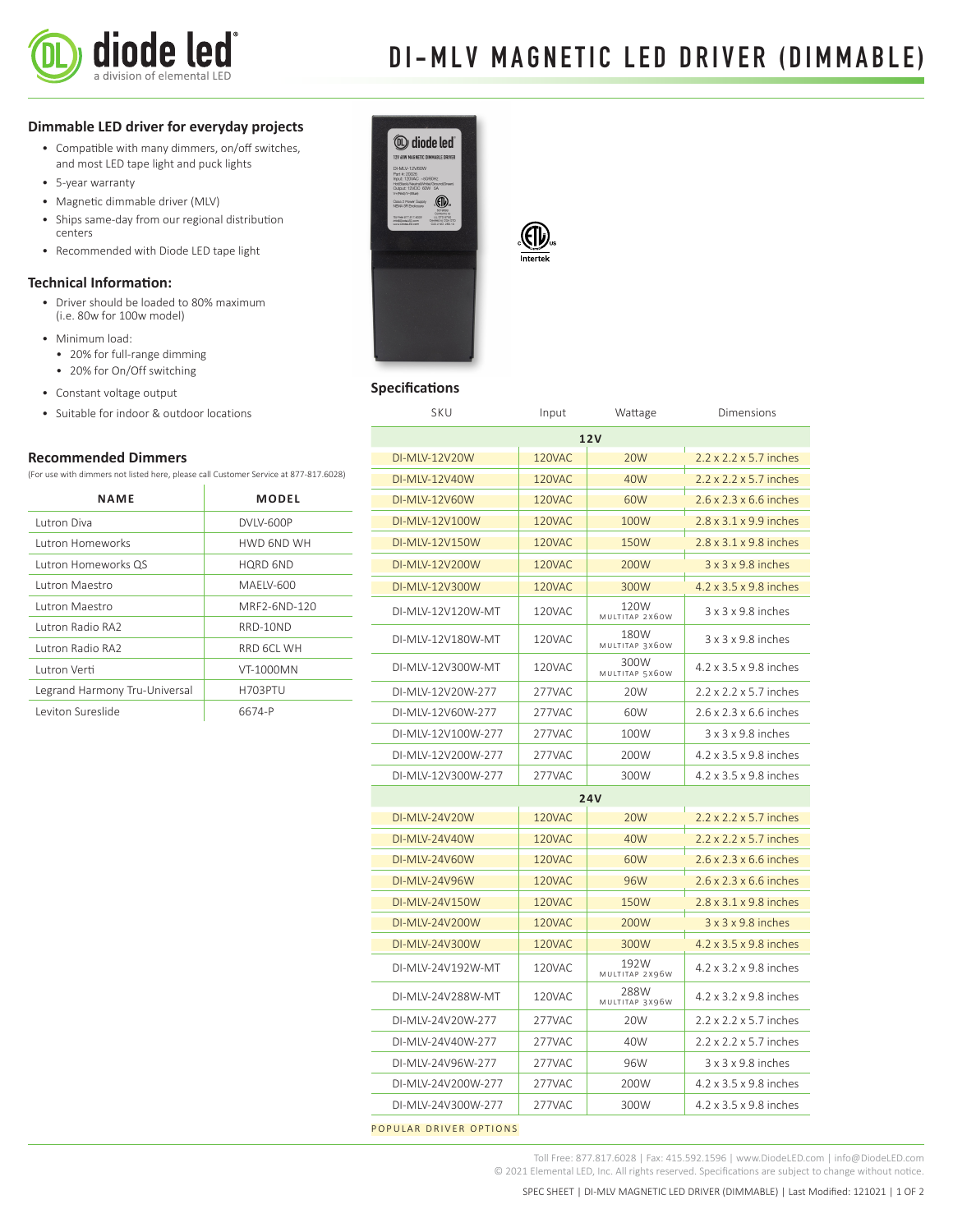# DI-MLV MAGNETIC LED DRIVER (DIMMABLE)

## Dimmable LED driver for everyday projects

- Compatible with many dimmers, on/off switches, and most LED tape light and puck lights
- 5-year warranty
- Magnetic dimmable driver (MLV)
- Ships same-day from our regional distribution centers
- Recommended with Diode LED tape light

## Technical Information:

- Driver should be loaded to 80% maximum (i.e. 80w for 100w model)
- Minimum load:
  - 20% for full-range dimming
  - 20% for On/Off switching
- Constant voltage output
- Suitable for indoor & outdoor locations

## Recommended Dimmers

(For use with dimmers not listed here, please call Customer Service at 877-817.6028)

| NAME | MODEL |
|---|---|
| Lutron Diva | DVLV-600P |
| Lutron Homeworks | HWD 6ND WH |
| Lutron Homeworks QS | HQRD 6ND |
| Lutron Maestro | MAELV-600 |
| Lutron Maestro | MRF2-6ND-120 |
| Lutron Radio RA2 | RRD-10ND |
| Lutron Radio RA2 | RRD 6CL WH |
| Lutron Verti | VT-1000MN |
| Legrand Harmony Tru-Universal | H703PTU |
| Leviton Sureslide | 6674-P |

## Specifications

| SKU | Input | Wattage | Dimensions |
|---|---|---|---|
| **12V** | | | |
| DI-MLV-12V20W | 120VAC | 20W | 2.2 x 2.2 x 5.7 inches |
| DI-MLV-12V40W | 120VAC | 40W | 2.2 x 2.2 x 5.7 inches |
| DI-MLV-12V60W | 120VAC | 60W | 2.6 x 2.3 x 6.6 inches |
| DI-MLV-12V100W | 120VAC | 100W | 2.8 x 3.1 x 9.9 inches |
| DI-MLV-12V150W | 120VAC | 150W | 2.8 x 3.1 x 9.8 inches |
| DI-MLV-12V200W | 120VAC | 200W | 3 x 3 x 9.8 inches |
| DI-MLV-12V300W | 120VAC | 300W | 4.2 x 3.5 x 9.8 inches |
| DI-MLV-12V120W-MT | 120VAC | 120W MULTITAP 2X60W | 3 x 3 x 9.8 inches |
| DI-MLV-12V180W-MT | 120VAC | 180W MULTITAP 3X60W | 3 x 3 x 9.8 inches |
| DI-MLV-12V300W-MT | 120VAC | 300W MULTITAP 5X60W | 4.2 x 3.5 x 9.8 inches |
| DI-MLV-12V20W-277 | 277VAC | 20W | 2.2 x 2.2 x 5.7 inches |
| DI-MLV-12V60W-277 | 277VAC | 60W | 2.6 x 2.3 x 6.6 inches |
| DI-MLV-12V100W-277 | 277VAC | 100W | 3 x 3 x 9.8 inches |
| DI-MLV-12V200W-277 | 277VAC | 200W | 4.2 x 3.5 x 9.8 inches |
| DI-MLV-12V300W-277 | 277VAC | 300W | 4.2 x 3.5 x 9.8 inches |
| **24V** | | | |
| DI-MLV-24V20W | 120VAC | 20W | 2.2 x 2.2 x 5.7 inches |
| DI-MLV-24V40W | 120VAC | 40W | 2.2 x 2.2 x 5.7 inches |
| DI-MLV-24V60W | 120VAC | 60W | 2.6 x 2.3 x 6.6 inches |
| DI-MLV-24V96W | 120VAC | 96W | 2.6 x 2.3 x 6.6 inches |
| DI-MLV-24V150W | 120VAC | 150W | 2.8 x 3.1 x 9.8 inches |
| DI-MLV-24V200W | 120VAC | 200W | 3 x 3 x 9.8 inches |
| DI-MLV-24V300W | 120VAC | 300W | 4.2 x 3.5 x 9.8 inches |
| DI-MLV-24V192W-MT | 120VAC | 192W MULTITAP 2X96W | 4.2 x 3.2 x 9.8 inches |
| DI-MLV-24V288W-MT | 120VAC | 288W MULTITAP 3X96W | 4.2 x 3.2 x 9.8 inches |
| DI-MLV-24V20W-277 | 277VAC | 20W | 2.2 x 2.2 x 5.7 inches |
| DI-MLV-24V40W-277 | 277VAC | 40W | 2.2 x 2.2 x 5.7 inches |
| DI-MLV-24V96W-277 | 277VAC | 96W | 3 x 3 x 9.8 inches |
| DI-MLV-24V200W-277 | 277VAC | 200W | 4.2 x 3.5 x 9.8 inches |
| DI-MLV-24V300W-277 | 277VAC | 300W | 4.2 x 3.5 x 9.8 inches |

POPULAR DRIVER OPTIONS

Toll Free: 877.817.6028 | Fax: 415.592.1596 | www.DiodeLED.com | info@DiodeLED.com
© 2021 Elemental LED, Inc. All rights reserved. Specifications are subject to change without notice.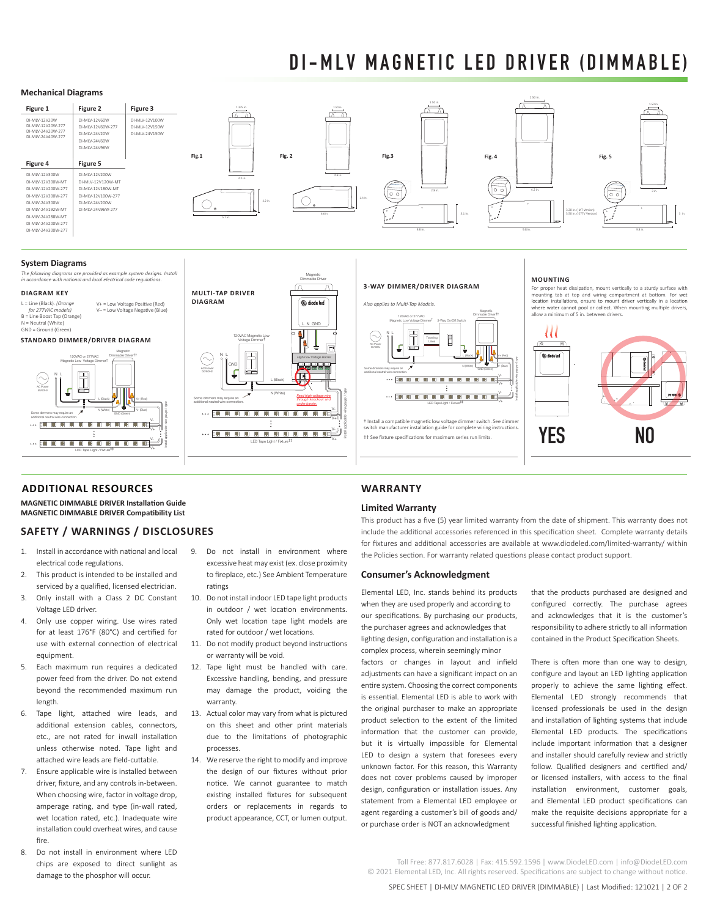# DI-MLV MAGNETIC LED DRIVER (DIMMABLE)

## Mechanical Diagrams

| Figure 1 | Figure 2 | Figure 3 |
|---|---|---|
| DI-MLV-12V20W<br>DI-MLV-12V20W-277<br>DI-MLV-24V20W-277<br>DI-MLV-24V40W-277 | DI-MLV-12V60W<br>DI-MLV-12V60W-277<br>DI-MLV-24V20W<br>DI-MLV-24V60W<br>DI-MLV-24V96W | DI-MLV-12V100W<br>DI-MLV-12V150W<br>DI-MLV-24V150W |

| Figure 4 | Figure 5 |
|---|---|
| DI-MLV-12V300W<br>DI-MLV-12V300W-MT<br>DI-MLV-12V200W-277<br>DI-MLV-12V300W-277<br>DI-MLV-24V300W<br>DI-MLV-24V192W-MT<br>DI-MLV-24V288W-MT<br>DI-MLV-24V200W-277<br>DI-MLV-24V300W-277 | DI-MLV-12V200W<br>DI-MLV-12V120W-MT<br>DI-MLV-12V180W-MT<br>DI-MLV-12V100W-277<br>DI-MLV-24V200W<br>DI-MLV-24V96W-277 |

Fig.1
1.375 in.
2.2 in.
2.2 in.
5.7 in.

Fig. 2
1.50 in.
2.6 in.
2.3 in.
6.6 in.

Fig.3
1.50 in.
2.8 in.
3.1 in.
9.8 in.

Fig. 4
2.50 in.
3.2 in.
9.8 in.

Fig. 5
1.50 in.
3 in.
3.25 in. (-MT Version)
3.50 in. (-277V Version)
3 in.
9.8 in.

## System Diagrams

*The following diagrams are provided as example system designs. Install in accordance with national and local electrical code regulations.*

### DIAGRAM KEY

L = Line (Black). *(Orange for 277VAC models)*
B = Line Boost Tap (Orange)
N = Neutral (White)
GND = Ground (Green)
V+ = Low Voltage Positive (Red)
V– = Low Voltage Negative (Blue)

### STANDARD DIMMER/DRIVER DIAGRAM

120VAC or 277VAC Magnetic Low Voltage Dimmer†
Magnetic Dimmable Driver††
AC Power 50/60Hz
N L
L (Black)
N (White)
GND (Green)
V+ (Red)
V- (Blue)
Some dimmers may require an additional neutral wire connection.
LED Tape Light / Fixture‡‡
Install applicable wire gauge / type

### MULTI-TAP DRIVER DIAGRAM

Magnetic Dimmable Driver
120VAC Magnetic Low Voltage Dimmer†
AC Power 50/60Hz
N L GND
High/Low Voltage Barrier
L (Black)
N (White)
*Feed high voltage wire through knockout and under barrier.*
Some dimmers may require an additional neutral wire connection.
LED Tape Light / Fixture‡‡
Install applicable wire gauge / type

### 3-WAY DIMMER/DRIVER DIAGRAM

*Also applies to Multi-Tap Models.*

120VAC or 277VAC Magnetic Low Voltage Dimmer†
3-Way On/Off Switch
Magnetic Dimmable Driver††
AC Power 50/60Hz
Traveling Lines
L (Black)
N (White)
GND (Green)
V+ (Red)
V- (Blue)
Some dimmers may require an additional neutral wire connection.
LED Tape Light / Fixture‡‡
Install applicable wire gauge / type

† Install a compatible magnetic low voltage dimmer switch. See dimmer switch manufacturer installation guide for complete wiring instructions.
‡‡ See fixture specifications for maximum series run limits.

### MOUNTING

For proper heat dissipation, mount vertically to a sturdy surface with mounting tab at top and wiring compartment at bottom. For wet location installations, ensure to mount driver vertically in a location where water cannot pool or collect. When mounting multiple drivers, allow a minimum of 5 in. between drivers.

YES
NO

## ADDITIONAL RESOURCES

**MAGNETIC DIMMABLE DRIVER Installation Guide**
**MAGNETIC DIMMABLE DRIVER Compatibility List**

## SAFETY / WARNINGS / DISCLOSURES

1. Install in accordance with national and local electrical code regulations.
2. This product is intended to be installed and serviced by a qualified, licensed electrician.
3. Only install with a Class 2 DC Constant Voltage LED driver.
4. Only use copper wiring. Use wires rated for at least 176°F (80°C) and certified for use with external connection of electrical equipment.
5. Each maximum run requires a dedicated power feed from the driver. Do not extend beyond the recommended maximum run length.
6. Tape light, attached wire leads, and additional extension cables, connectors, etc., are not rated for inwall installation unless otherwise noted. Tape light and attached wire leads are field-cuttable.
7. Ensure applicable wire is installed between driver, fixture, and any controls in-between. When choosing wire, factor in voltage drop, amperage rating, and type (in-wall rated, wet location rated, etc.). Inadequate wire installation could overheat wires, and cause fire.
8. Do not install in environment where LED chips are exposed to direct sunlight as damage to the phosphor will occur.
9. Do not install in environment where excessive heat may exist (ex. close proximity to fireplace, etc.) See Ambient Temperature ratings
10. Do not install indoor LED tape light products in outdoor / wet location environments. Only wet location tape light models are rated for outdoor / wet locations.
11. Do not modify product beyond instructions or warranty will be void.
12. Tape light must be handled with care. Excessive handling, bending, and pressure may damage the product, voiding the warranty.
13. Actual color may vary from what is pictured on this sheet and other print materials due to the limitations of photographic processes.
14. We reserve the right to modify and improve the design of our fixtures without prior notice. We cannot guarantee to match existing installed fixtures for subsequent orders or replacements in regards to product appearance, CCT, or lumen output.

## WARRANTY

### Limited Warranty

This product has a five (5) year limited warranty from the date of shipment. This warranty does not include the additional accessories referenced in this specification sheet. Complete warranty details for fixtures and additional accessories are available at www.diodeled.com/limited-warranty/ within the Policies section. For warranty related questions please contact product support.

### Consumer's Acknowledgment

Elemental LED, Inc. stands behind its products when they are used properly and according to our specifications. By purchasing our products, the purchaser agrees and acknowledges that the lighting design, configuration and installation is a complex process, wherein seemingly minor factors or changes in layout and infield adjustments can have a significant impact on an entire system. Choosing the correct components is essential. Elemental LED is able to work with the original purchaser to make an appropriate product selection to the extent of the limited information that the customer can provide, but it is virtually impossible for Elemental LED to design a system that foresees every unknown factor. For this reason, this Warranty does not cover problems caused by improper design, configuration or installation issues. Any statement from a Elemental LED employee or agent regarding a customer's bill of goods and/or purchase order is NOT an acknowledgment that the products purchased are designed and configured correctly. The purchase agrees and acknowledges that it is the customer's responsibility to adhere strictly to all information contained in the Product Specification Sheets.

There is often more than one way to design, configure and layout an LED lighting application properly to achieve the same lighting effect. Elemental LED strongly recommends that licensed professionals be used in the design and installation of lighting systems that include Elemental LED products. The specifications include important information that a designer and installer should carefully review and strictly follow. Qualified designers and certified and/or licensed installers, with access to the final installation environment, customer goals, and Elemental LED product specifications can make the requisite decisions appropriate for a successful finished lighting application.

Toll Free: 877.817.6028 | Fax: 415.592.1596 | www.DiodeLED.com | info@DiodeLED.com
© 2021 Elemental LED, Inc. All rights reserved. Specifications are subject to change without notice.